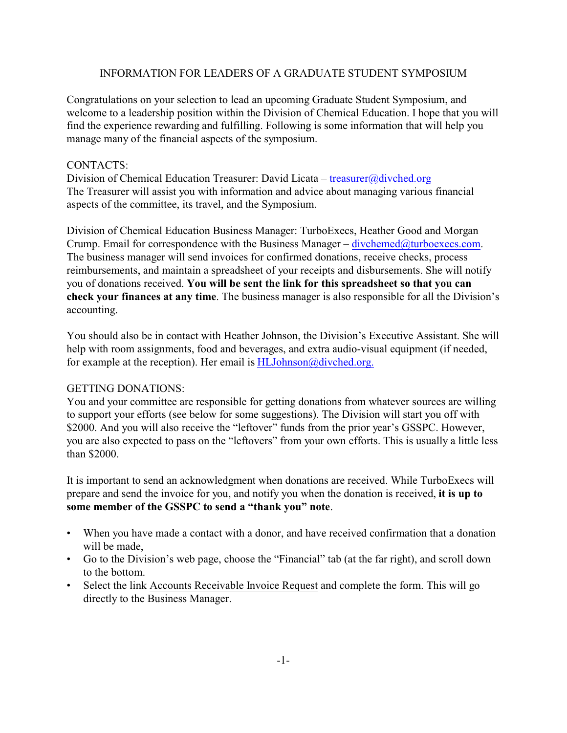# INFORMATION FOR LEADERS OF A GRADUATE STUDENT SYMPOSIUM

Congratulations on your selection to lead an upcoming Graduate Student Symposium, and welcome to a leadership position within the Division of Chemical Education. I hope that you will find the experience rewarding and fulfilling. Following is some information that will help you manage many of the financial aspects of the symposium.

## CONTACTS:

Division of Chemical Education Treasurer: David Licata – treasurer@divched.org
The Treasurer will assist you with information and advice about managing various financial aspects of the committee, its travel, and the Symposium.

Division of Chemical Education Business Manager: TurboExecs, Heather Good and Morgan Crump. Email for correspondence with the Business Manager – divchemed@turboexecs.com. The business manager will send invoices for confirmed donations, receive checks, process reimbursements, and maintain a spreadsheet of your receipts and disbursements. She will notify you of donations received. **You will be sent the link for this spreadsheet so that you can check your finances at any time**. The business manager is also responsible for all the Division's accounting.

You should also be in contact with Heather Johnson, the Division's Executive Assistant. She will help with room assignments, food and beverages, and extra audio-visual equipment (if needed, for example at the reception). Her email is HLJohnson@divched.org.

## GETTING DONATIONS:

You and your committee are responsible for getting donations from whatever sources are willing to support your efforts (see below for some suggestions). The Division will start you off with $2000. And you will also receive the "leftover" funds from the prior year's GSSPC. However, you are also expected to pass on the "leftovers" from your own efforts. This is usually a little less than $2000.

It is important to send an acknowledgment when donations are received. While TurboExecs will prepare and send the invoice for you, and notify you when the donation is received, **it is up to some member of the GSSPC to send a "thank you" note**.

- When you have made a contact with a donor, and have received confirmation that a donation will be made,
- Go to the Division's web page, choose the "Financial" tab (at the far right), and scroll down to the bottom.
- Select the link Accounts Receivable Invoice Request and complete the form. This will go directly to the Business Manager.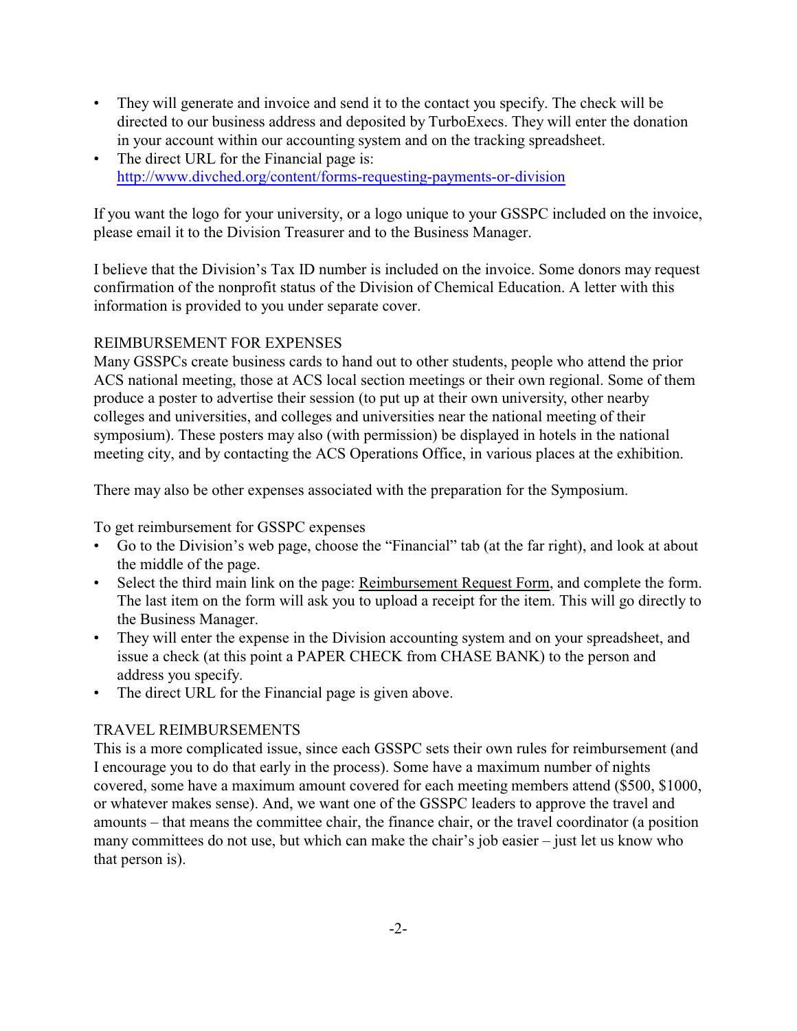- They will generate and invoice and send it to the contact you specify. The check will be directed to our business address and deposited by TurboExecs. They will enter the donation in your account within our accounting system and on the tracking spreadsheet.
- The direct URL for the Financial page is: http://www.divched.org/content/forms-requesting-payments-or-division

If you want the logo for your university, or a logo unique to your GSSPC included on the invoice, please email it to the Division Treasurer and to the Business Manager.

I believe that the Division's Tax ID number is included on the invoice. Some donors may request confirmation of the nonprofit status of the Division of Chemical Education. A letter with this information is provided to you under separate cover.

## REIMBURSEMENT FOR EXPENSES

Many GSSPCs create business cards to hand out to other students, people who attend the prior ACS national meeting, those at ACS local section meetings or their own regional. Some of them produce a poster to advertise their session (to put up at their own university, other nearby colleges and universities, and colleges and universities near the national meeting of their symposium). These posters may also (with permission) be displayed in hotels in the national meeting city, and by contacting the ACS Operations Office, in various places at the exhibition.

There may also be other expenses associated with the preparation for the Symposium.

To get reimbursement for GSSPC expenses

- Go to the Division's web page, choose the "Financial" tab (at the far right), and look at about the middle of the page.
- Select the third main link on the page: Reimbursement Request Form, and complete the form. The last item on the form will ask you to upload a receipt for the item. This will go directly to the Business Manager.
- They will enter the expense in the Division accounting system and on your spreadsheet, and issue a check (at this point a PAPER CHECK from CHASE BANK) to the person and address you specify.
- The direct URL for the Financial page is given above.

## TRAVEL REIMBURSEMENTS

This is a more complicated issue, since each GSSPC sets their own rules for reimbursement (and I encourage you to do that early in the process). Some have a maximum number of nights covered, some have a maximum amount covered for each meeting members attend ($500, $1000, or whatever makes sense). And, we want one of the GSSPC leaders to approve the travel and amounts – that means the committee chair, the finance chair, or the travel coordinator (a position many committees do not use, but which can make the chair's job easier – just let us know who that person is).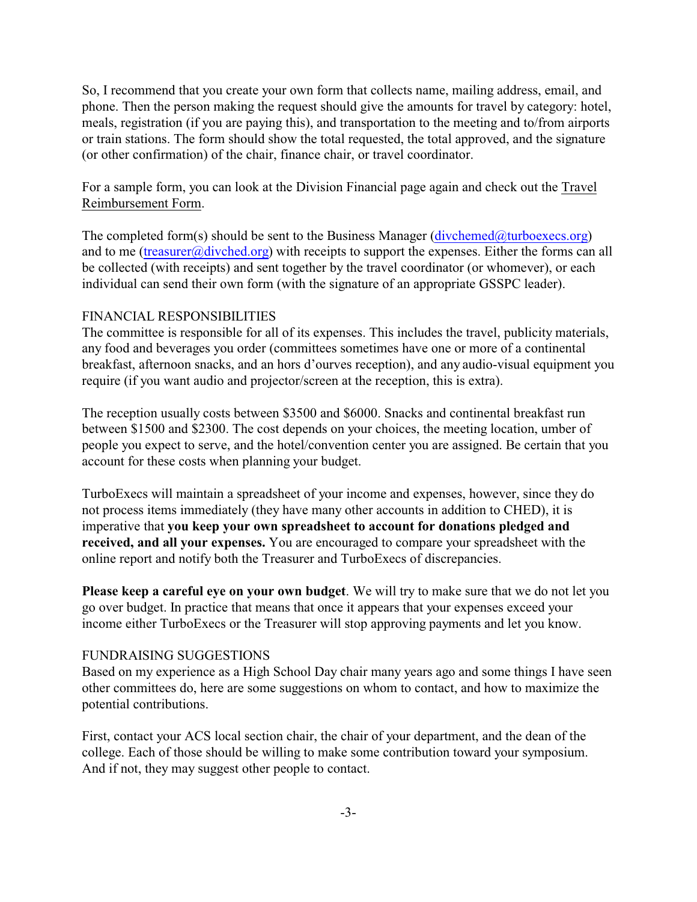So, I recommend that you create your own form that collects name, mailing address, email, and phone. Then the person making the request should give the amounts for travel by category: hotel, meals, registration (if you are paying this), and transportation to the meeting and to/from airports or train stations. The form should show the total requested, the total approved, and the signature (or other confirmation) of the chair, finance chair, or travel coordinator.

For a sample form, you can look at the Division Financial page again and check out the Travel Reimbursement Form.

The completed form(s) should be sent to the Business Manager (divchemed@turboexecs.org) and to me (treasurer@divched.org) with receipts to support the expenses. Either the forms can all be collected (with receipts) and sent together by the travel coordinator (or whomever), or each individual can send their own form (with the signature of an appropriate GSSPC leader).

## FINANCIAL RESPONSIBILITIES

The committee is responsible for all of its expenses. This includes the travel, publicity materials, any food and beverages you order (committees sometimes have one or more of a continental breakfast, afternoon snacks, and an hors d'ourves reception), and any audio-visual equipment you require (if you want audio and projector/screen at the reception, this is extra).

The reception usually costs between $3500 and $6000. Snacks and continental breakfast run between $1500 and $2300. The cost depends on your choices, the meeting location, umber of people you expect to serve, and the hotel/convention center you are assigned. Be certain that you account for these costs when planning your budget.

TurboExecs will maintain a spreadsheet of your income and expenses, however, since they do not process items immediately (they have many other accounts in addition to CHED), it is imperative that **you keep your own spreadsheet to account for donations pledged and received, and all your expenses.** You are encouraged to compare your spreadsheet with the online report and notify both the Treasurer and TurboExecs of discrepancies.

**Please keep a careful eye on your own budget**. We will try to make sure that we do not let you go over budget. In practice that means that once it appears that your expenses exceed your income either TurboExecs or the Treasurer will stop approving payments and let you know.

## FUNDRAISING SUGGESTIONS

Based on my experience as a High School Day chair many years ago and some things I have seen other committees do, here are some suggestions on whom to contact, and how to maximize the potential contributions.

First, contact your ACS local section chair, the chair of your department, and the dean of the college. Each of those should be willing to make some contribution toward your symposium. And if not, they may suggest other people to contact.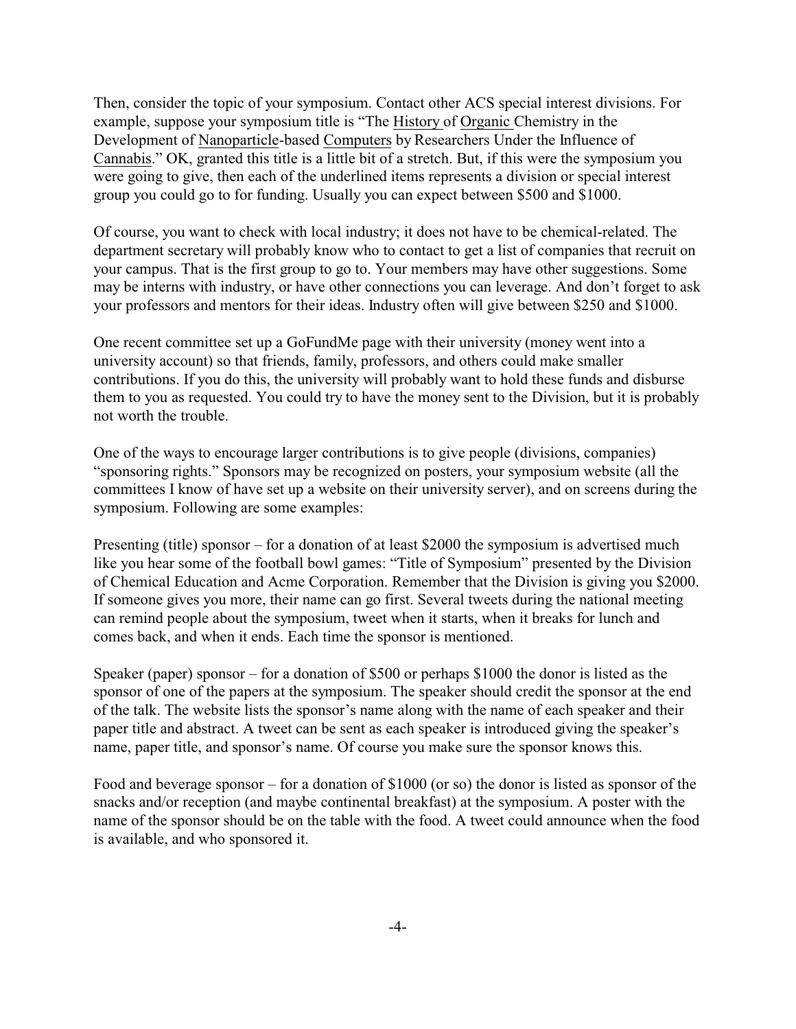Then, consider the topic of your symposium. Contact other ACS special interest divisions. For example, suppose your symposium title is "The <u>History</u> of <u>Organic</u> Chemistry in the Development of <u>Nanoparticle</u>-based <u>Computers</u> by Researchers Under the Influence of <u>Cannabis</u>." OK, granted this title is a little bit of a stretch. But, if this were the symposium you were going to give, then each of the underlined items represents a division or special interest group you could go to for funding. Usually you can expect between \$500 and \$1000.

Of course, you want to check with local industry; it does not have to be chemical-related. The department secretary will probably know who to contact to get a list of companies that recruit on your campus. That is the first group to go to. Your members may have other suggestions. Some may be interns with industry, or have other connections you can leverage. And don't forget to ask your professors and mentors for their ideas. Industry often will give between \$250 and \$1000.

One recent committee set up a GoFundMe page with their university (money went into a university account) so that friends, family, professors, and others could make smaller contributions. If you do this, the university will probably want to hold these funds and disburse them to you as requested. You could try to have the money sent to the Division, but it is probably not worth the trouble.

One of the ways to encourage larger contributions is to give people (divisions, companies) "sponsoring rights." Sponsors may be recognized on posters, your symposium website (all the committees I know of have set up a website on their university server), and on screens during the symposium. Following are some examples:

Presenting (title) sponsor – for a donation of at least \$2000 the symposium is advertised much like you hear some of the football bowl games: "Title of Symposium" presented by the Division of Chemical Education and Acme Corporation. Remember that the Division is giving you \$2000. If someone gives you more, their name can go first. Several tweets during the national meeting can remind people about the symposium, tweet when it starts, when it breaks for lunch and comes back, and when it ends. Each time the sponsor is mentioned.

Speaker (paper) sponsor – for a donation of \$500 or perhaps \$1000 the donor is listed as the sponsor of one of the papers at the symposium. The speaker should credit the sponsor at the end of the talk. The website lists the sponsor's name along with the name of each speaker and their paper title and abstract. A tweet can be sent as each speaker is introduced giving the speaker's name, paper title, and sponsor's name. Of course you make sure the sponsor knows this.

Food and beverage sponsor – for a donation of \$1000 (or so) the donor is listed as sponsor of the snacks and/or reception (and maybe continental breakfast) at the symposium. A poster with the name of the sponsor should be on the table with the food. A tweet could announce when the food is available, and who sponsored it.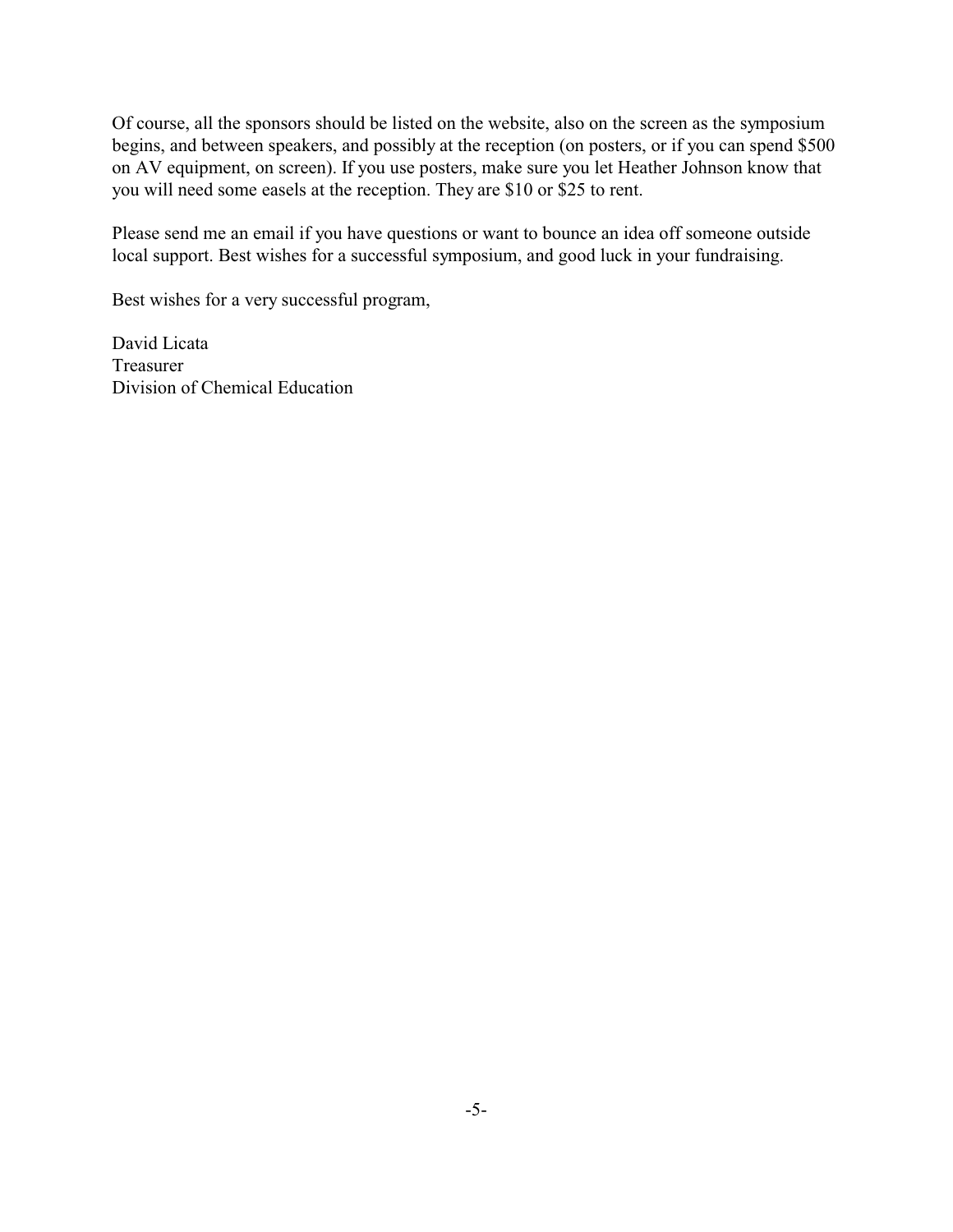Of course, all the sponsors should be listed on the website, also on the screen as the symposium begins, and between speakers, and possibly at the reception (on posters, or if you can spend $500 on AV equipment, on screen). If you use posters, make sure you let Heather Johnson know that you will need some easels at the reception. They are $10 or $25 to rent.

Please send me an email if you have questions or want to bounce an idea off someone outside local support. Best wishes for a successful symposium, and good luck in your fundraising.

Best wishes for a very successful program,

David Licata
Treasurer
Division of Chemical Education